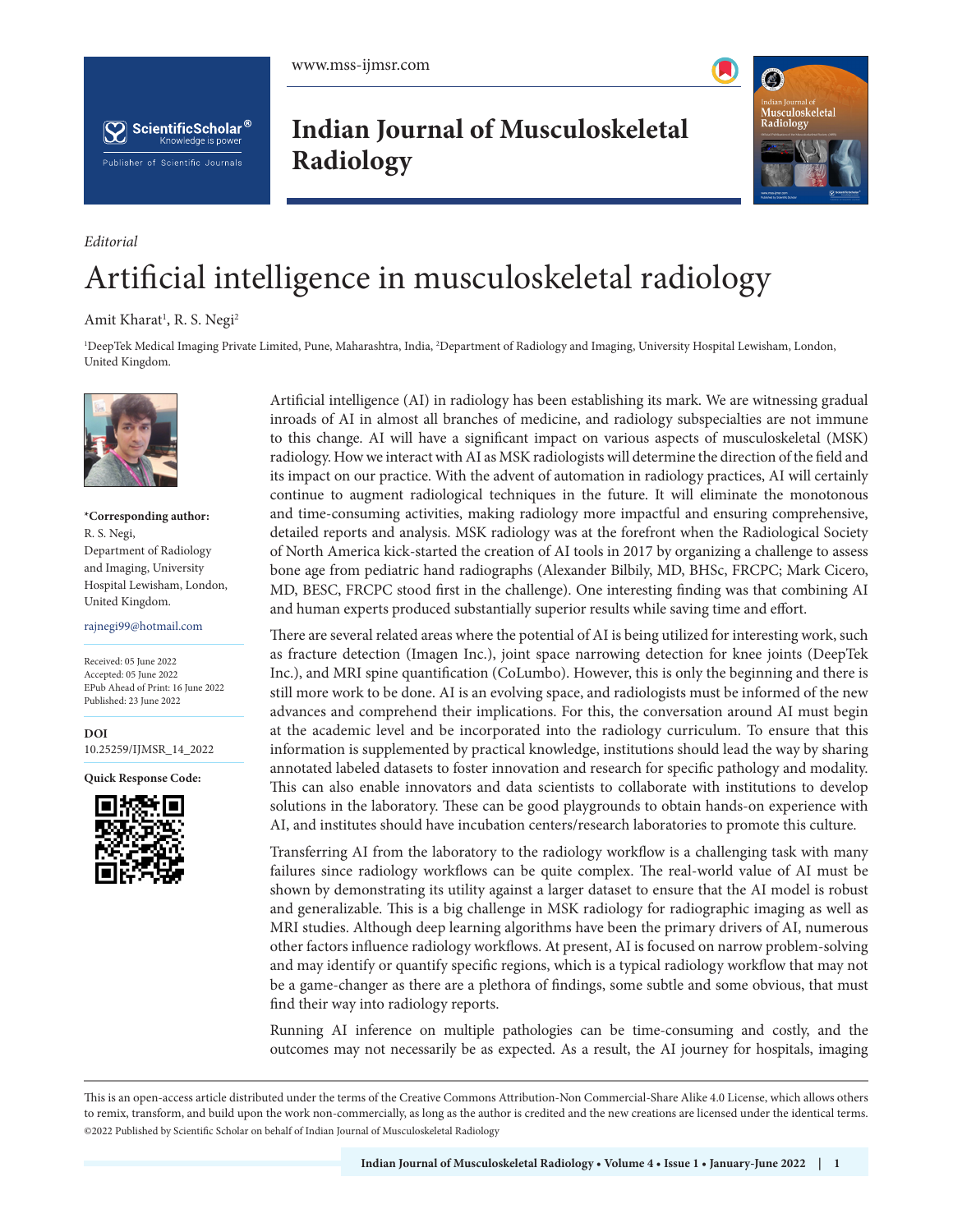*Editorial*

# Artificial intelligence in musculoskeletal radiology

Amit Kharat[1], R. S. Negi[2]

[1]DeepTek Medical Imaging Private Limited, Pune, Maharashtra, India, [2]Department of Radiology and Imaging, University Hospital Lewisham, London, United Kingdom.

**\*Corresponding author:**
R. S. Negi,
Department of Radiology and Imaging, University Hospital Lewisham, London, United Kingdom.

rajnegi99@hotmail.com

Received: 05 June 2022
Accepted: 05 June 2022
EPub Ahead of Print: 16 June 2022
Published: 23 June 2022

**DOI**
10.25259/IJMSR_14_2022

**Quick Response Code:**

Artificial intelligence (AI) in radiology has been establishing its mark. We are witnessing gradual inroads of AI in almost all branches of medicine, and radiology subspecialties are not immune to this change. AI will have a significant impact on various aspects of musculoskeletal (MSK) radiology. How we interact with AI as MSK radiologists will determine the direction of the field and its impact on our practice. With the advent of automation in radiology practices, AI will certainly continue to augment radiological techniques in the future. It will eliminate the monotonous and time-consuming activities, making radiology more impactful and ensuring comprehensive, detailed reports and analysis. MSK radiology was at the forefront when the Radiological Society of North America kick-started the creation of AI tools in 2017 by organizing a challenge to assess bone age from pediatric hand radiographs (Alexander Bilbily, MD, BHSc, FRCPC; Mark Cicero, MD, BESC, FRCPC stood first in the challenge). One interesting finding was that combining AI and human experts produced substantially superior results while saving time and effort.

There are several related areas where the potential of AI is being utilized for interesting work, such as fracture detection (Imagen Inc.), joint space narrowing detection for knee joints (DeepTek Inc.), and MRI spine quantification (CoLumbo). However, this is only the beginning and there is still more work to be done. AI is an evolving space, and radiologists must be informed of the new advances and comprehend their implications. For this, the conversation around AI must begin at the academic level and be incorporated into the radiology curriculum. To ensure that this information is supplemented by practical knowledge, institutions should lead the way by sharing annotated labeled datasets to foster innovation and research for specific pathology and modality. This can also enable innovators and data scientists to collaborate with institutions to develop solutions in the laboratory. These can be good playgrounds to obtain hands-on experience with AI, and institutes should have incubation centers/research laboratories to promote this culture.

Transferring AI from the laboratory to the radiology workflow is a challenging task with many failures since radiology workflows can be quite complex. The real-world value of AI must be shown by demonstrating its utility against a larger dataset to ensure that the AI model is robust and generalizable. This is a big challenge in MSK radiology for radiographic imaging as well as MRI studies. Although deep learning algorithms have been the primary drivers of AI, numerous other factors influence radiology workflows. At present, AI is focused on narrow problem-solving and may identify or quantify specific regions, which is a typical radiology workflow that may not be a game-changer as there are a plethora of findings, some subtle and some obvious, that must find their way into radiology reports.

Running AI inference on multiple pathologies can be time-consuming and costly, and the outcomes may not necessarily be as expected. As a result, the AI journey for hospitals, imaging

This is an open-access article distributed under the terms of the Creative Commons Attribution-Non Commercial-Share Alike 4.0 License, which allows others to remix, transform, and build upon the work non-commercially, as long as the author is credited and the new creations are licensed under the identical terms.
©2022 Published by Scientific Scholar on behalf of Indian Journal of Musculoskeletal Radiology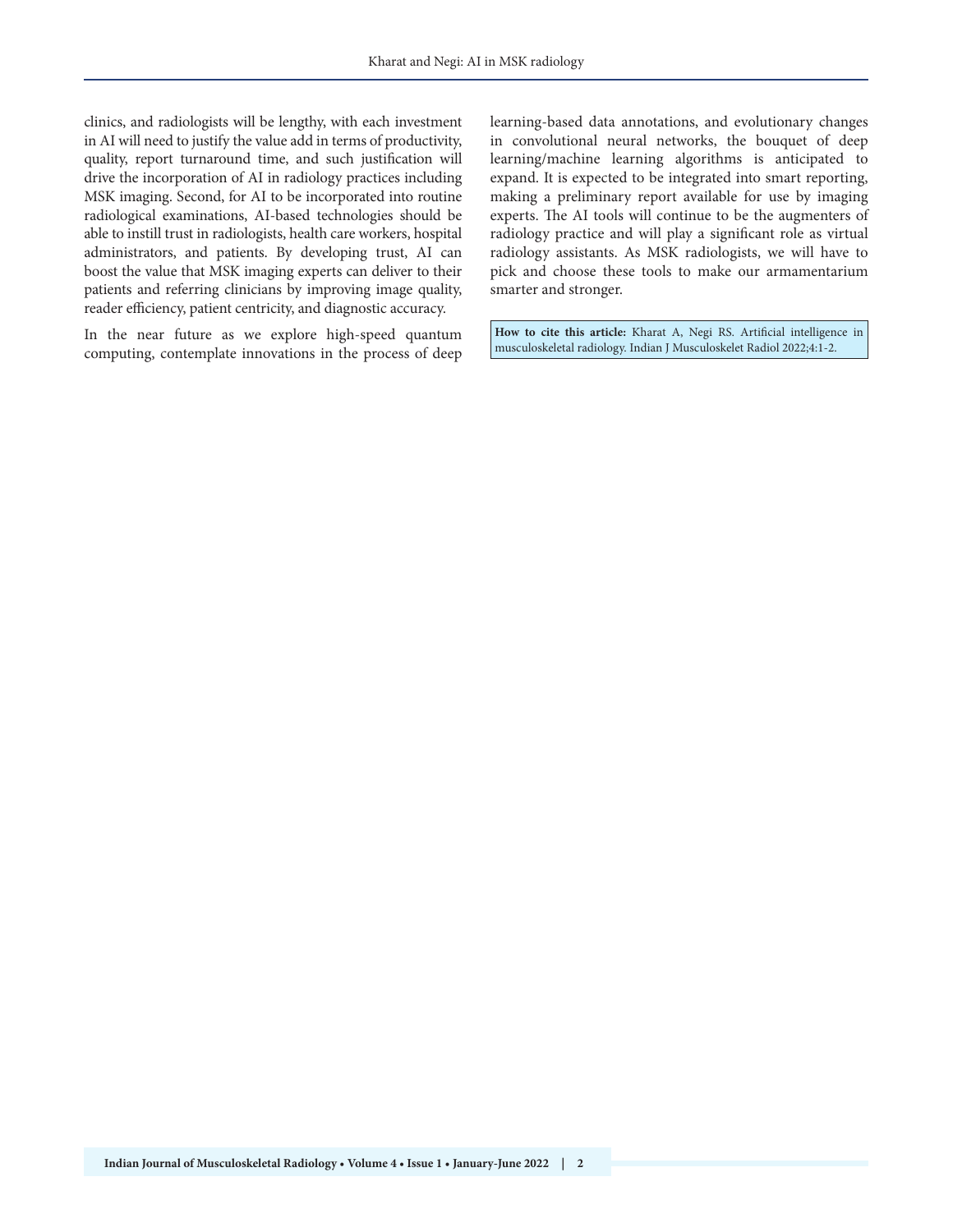clinics, and radiologists will be lengthy, with each investment in AI will need to justify the value add in terms of productivity, quality, report turnaround time, and such justification will drive the incorporation of AI in radiology practices including MSK imaging. Second, for AI to be incorporated into routine radiological examinations, AI-based technologies should be able to instill trust in radiologists, health care workers, hospital administrators, and patients. By developing trust, AI can boost the value that MSK imaging experts can deliver to their patients and referring clinicians by improving image quality, reader efficiency, patient centricity, and diagnostic accuracy.

In the near future as we explore high-speed quantum computing, contemplate innovations in the process of deep learning-based data annotations, and evolutionary changes in convolutional neural networks, the bouquet of deep learning/machine learning algorithms is anticipated to expand. It is expected to be integrated into smart reporting, making a preliminary report available for use by imaging experts. The AI tools will continue to be the augmenters of radiology practice and will play a significant role as virtual radiology assistants. As MSK radiologists, we will have to pick and choose these tools to make our armamentarium smarter and stronger.

**How to cite this article:** Kharat A, Negi RS. Artificial intelligence in musculoskeletal radiology. Indian J Musculoskelet Radiol 2022;4:1-2.